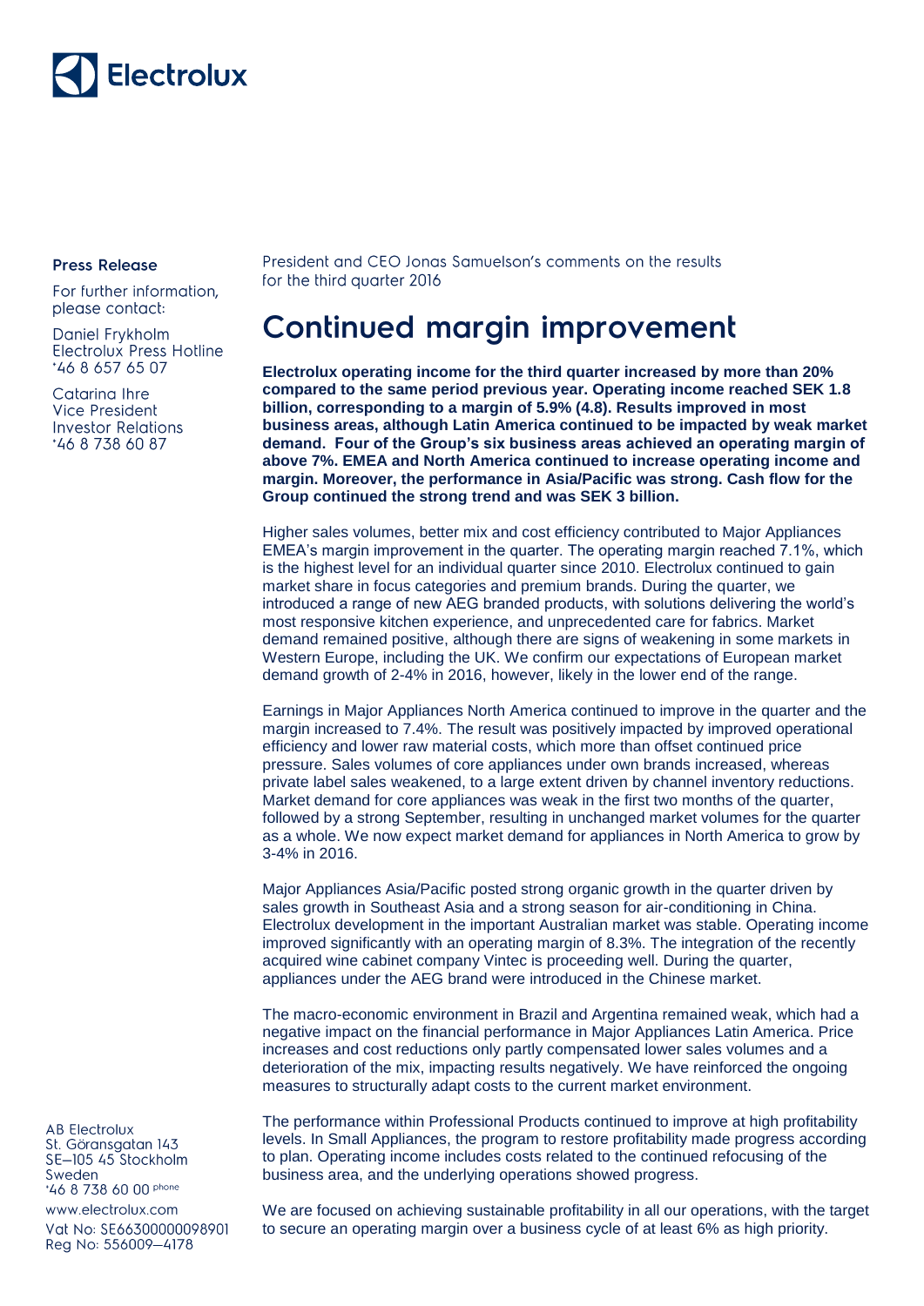Electrolux

**Press Release**

For further information, please contact:

Daniel Frykholm
Electrolux Press Hotline
+46 8 657 65 07

Catarina Ihre
Vice President
Investor Relations
+46 8 738 60 87

President and CEO Jonas Samuelson's comments on the results for the third quarter 2016

# Continued margin improvement

**Electrolux operating income for the third quarter increased by more than 20% compared to the same period previous year. Operating income reached SEK 1.8 billion, corresponding to a margin of 5.9% (4.8). Results improved in most business areas, although Latin America continued to be impacted by weak market demand. Four of the Group's six business areas achieved an operating margin of above 7%. EMEA and North America continued to increase operating income and margin. Moreover, the performance in Asia/Pacific was strong. Cash flow for the Group continued the strong trend and was SEK 3 billion.**

Higher sales volumes, better mix and cost efficiency contributed to Major Appliances EMEA's margin improvement in the quarter. The operating margin reached 7.1%, which is the highest level for an individual quarter since 2010. Electrolux continued to gain market share in focus categories and premium brands. During the quarter, we introduced a range of new AEG branded products, with solutions delivering the world's most responsive kitchen experience, and unprecedented care for fabrics. Market demand remained positive, although there are signs of weakening in some markets in Western Europe, including the UK. We confirm our expectations of European market demand growth of 2-4% in 2016, however, likely in the lower end of the range.

Earnings in Major Appliances North America continued to improve in the quarter and the margin increased to 7.4%. The result was positively impacted by improved operational efficiency and lower raw material costs, which more than offset continued price pressure. Sales volumes of core appliances under own brands increased, whereas private label sales weakened, to a large extent driven by channel inventory reductions. Market demand for core appliances was weak in the first two months of the quarter, followed by a strong September, resulting in unchanged market volumes for the quarter as a whole. We now expect market demand for appliances in North America to grow by 3-4% in 2016.

Major Appliances Asia/Pacific posted strong organic growth in the quarter driven by sales growth in Southeast Asia and a strong season for air-conditioning in China. Electrolux development in the important Australian market was stable. Operating income improved significantly with an operating margin of 8.3%. The integration of the recently acquired wine cabinet company Vintec is proceeding well. During the quarter, appliances under the AEG brand were introduced in the Chinese market.

The macro-economic environment in Brazil and Argentina remained weak, which had a negative impact on the financial performance in Major Appliances Latin America. Price increases and cost reductions only partly compensated lower sales volumes and a deterioration of the mix, impacting results negatively. We have reinforced the ongoing measures to structurally adapt costs to the current market environment.

The performance within Professional Products continued to improve at high profitability levels. In Small Appliances, the program to restore profitability made progress according to plan. Operating income includes costs related to the continued refocusing of the business area, and the underlying operations showed progress.

We are focused on achieving sustainable profitability in all our operations, with the target to secure an operating margin over a business cycle of at least 6% as high priority.

AB Electrolux
St. Göransgatan 143
SE-105 45 Stockholm
Sweden
+46 8 738 60 00 phone

www.electrolux.com
Vat No: SE663000000098901
Reg No: 556009-4178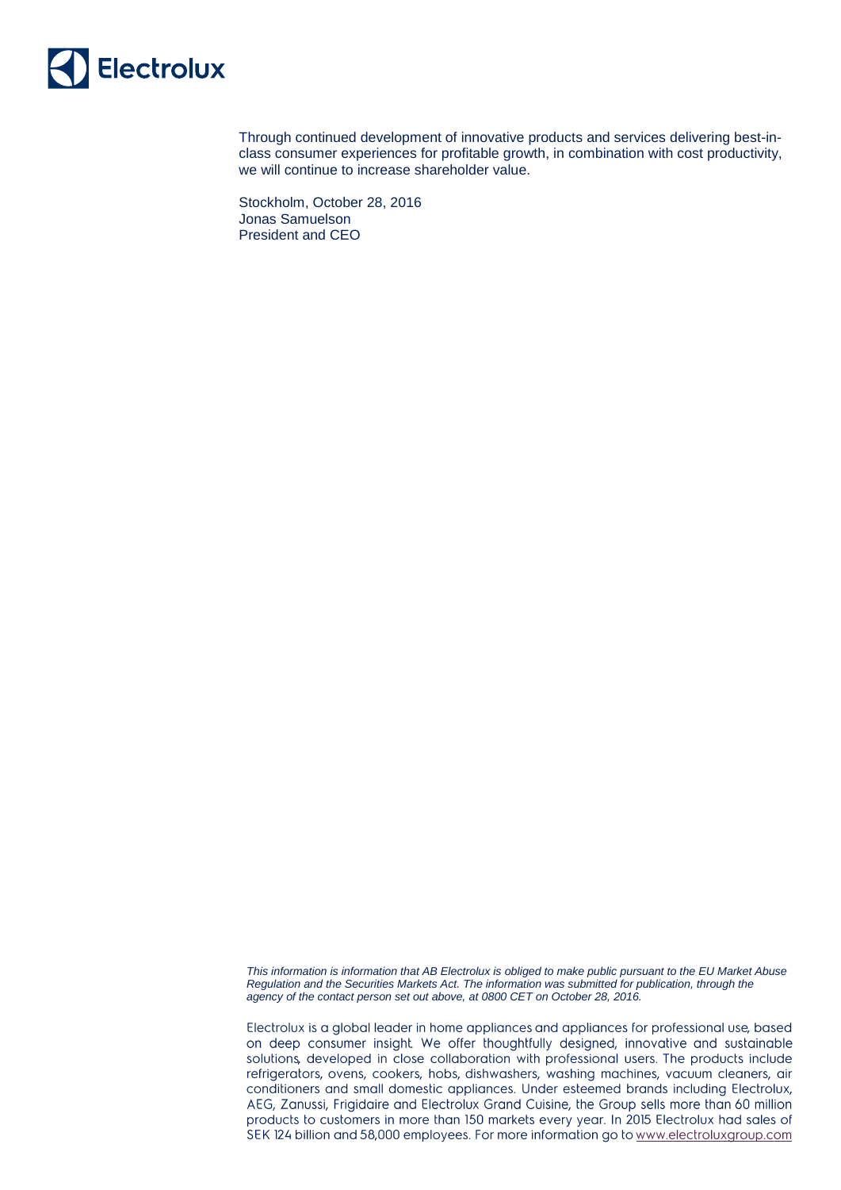Through continued development of innovative products and services delivering best-in-class consumer experiences for profitable growth, in combination with cost productivity, we will continue to increase shareholder value.

Stockholm, October 28, 2016
Jonas Samuelson
President and CEO

*This information is information that AB Electrolux is obliged to make public pursuant to the EU Market Abuse Regulation and the Securities Markets Act. The information was submitted for publication, through the agency of the contact person set out above, at 0800 CET on October 28, 2016.*

Electrolux is a global leader in home appliances and appliances for professional use, based on deep consumer insight. We offer thoughtfully designed, innovative and sustainable solutions, developed in close collaboration with professional users. The products include refrigerators, ovens, cookers, hobs, dishwashers, washing machines, vacuum cleaners, air conditioners and small domestic appliances. Under esteemed brands including Electrolux, AEG, Zanussi, Frigidaire and Electrolux Grand Cuisine, the Group sells more than 60 million products to customers in more than 150 markets every year. In 2015 Electrolux had sales of SEK 124 billion and 58,000 employees. For more information go to www.electroluxgroup.com